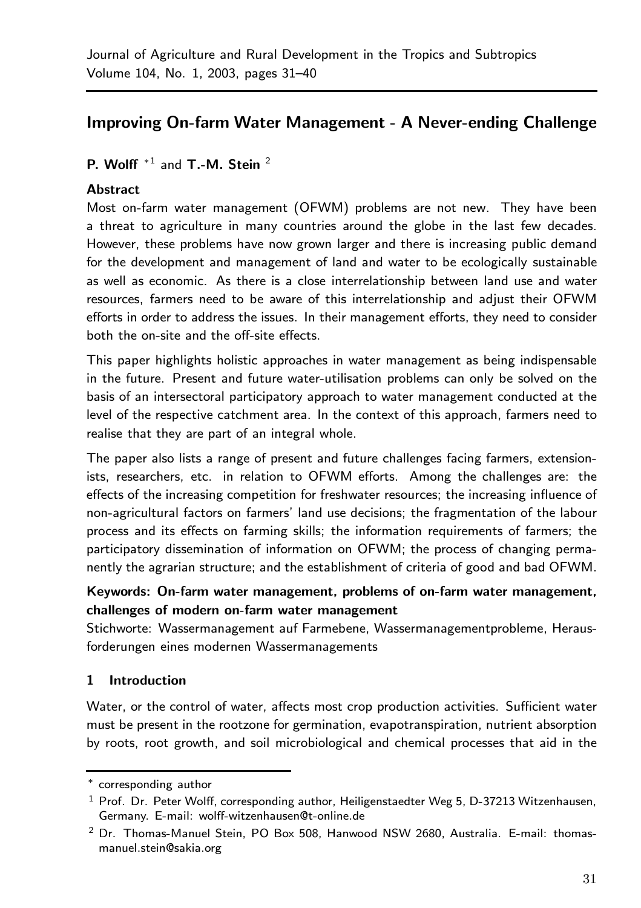# Improving On-farm Water Management - A Never-ending Challenge

**P. Wolff** *[1] and **T.-M. Stein** [2]

### Abstract

Most on-farm water management (OFWM) problems are not new. They have been a threat to agriculture in many countries around the globe in the last few decades. However, these problems have now grown larger and there is increasing public demand for the development and management of land and water to be ecologically sustainable as well as economic. As there is a close interrelationship between land use and water resources, farmers need to be aware of this interrelationship and adjust their OFWM efforts in order to address the issues. In their management efforts, they need to consider both the on-site and the off-site effects.

This paper highlights holistic approaches in water management as being indispensable in the future. Present and future water-utilisation problems can only be solved on the basis of an intersectoral participatory approach to water management conducted at the level of the respective catchment area. In the context of this approach, farmers need to realise that they are part of an integral whole.

The paper also lists a range of present and future challenges facing farmers, extensionists, researchers, etc. in relation to OFWM efforts. Among the challenges are: the effects of the increasing competition for freshwater resources; the increasing influence of non-agricultural factors on farmers' land use decisions; the fragmentation of the labour process and its effects on farming skills; the information requirements of farmers; the participatory dissemination of information on OFWM; the process of changing permanently the agrarian structure; and the establishment of criteria of good and bad OFWM.

**Keywords: On-farm water management, problems of on-farm water management, challenges of modern on-farm water management**

Stichworte: Wassermanagement auf Farmebene, Wassermanagementprobleme, Herausforderungen eines modernen Wassermanagements

## 1 Introduction

Water, or the control of water, affects most crop production activities. Sufficient water must be present in the rootzone for germination, evapotranspiration, nutrient absorption by roots, root growth, and soil microbiological and chemical processes that aid in the

---

* corresponding author

[1] Prof. Dr. Peter Wolff, corresponding author, Heiligenstaedter Weg 5, D-37213 Witzenhausen, Germany. E-mail: wolff-witzenhausen@t-online.de

[2] Dr. Thomas-Manuel Stein, PO Box 508, Hanwood NSW 2680, Australia. E-mail: thomas-manuel.stein@sakia.org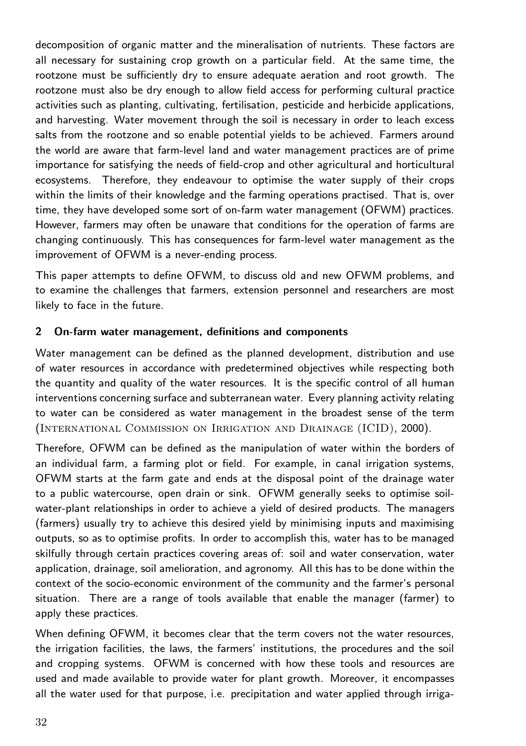decomposition of organic matter and the mineralisation of nutrients. These factors are all necessary for sustaining crop growth on a particular field. At the same time, the rootzone must be sufficiently dry to ensure adequate aeration and root growth. The rootzone must also be dry enough to allow field access for performing cultural practice activities such as planting, cultivating, fertilisation, pesticide and herbicide applications, and harvesting. Water movement through the soil is necessary in order to leach excess salts from the rootzone and so enable potential yields to be achieved. Farmers around the world are aware that farm-level land and water management practices are of prime importance for satisfying the needs of field-crop and other agricultural and horticultural ecosystems. Therefore, they endeavour to optimise the water supply of their crops within the limits of their knowledge and the farming operations practised. That is, over time, they have developed some sort of on-farm water management (OFWM) practices. However, farmers may often be unaware that conditions for the operation of farms are changing continuously. This has consequences for farm-level water management as the improvement of OFWM is a never-ending process.

This paper attempts to define OFWM, to discuss old and new OFWM problems, and to examine the challenges that farmers, extension personnel and researchers are most likely to face in the future.

## 2 On-farm water management, definitions and components

Water management can be defined as the planned development, distribution and use of water resources in accordance with predetermined objectives while respecting both the quantity and quality of the water resources. It is the specific control of all human interventions concerning surface and subterranean water. Every planning activity relating to water can be considered as water management in the broadest sense of the term (International Commission on Irrigation and Drainage (ICID), 2000).

Therefore, OFWM can be defined as the manipulation of water within the borders of an individual farm, a farming plot or field. For example, in canal irrigation systems, OFWM starts at the farm gate and ends at the disposal point of the drainage water to a public watercourse, open drain or sink. OFWM generally seeks to optimise soil-water-plant relationships in order to achieve a yield of desired products. The managers (farmers) usually try to achieve this desired yield by minimising inputs and maximising outputs, so as to optimise profits. In order to accomplish this, water has to be managed skilfully through certain practices covering areas of: soil and water conservation, water application, drainage, soil amelioration, and agronomy. All this has to be done within the context of the socio-economic environment of the community and the farmer's personal situation. There are a range of tools available that enable the manager (farmer) to apply these practices.

When defining OFWM, it becomes clear that the term covers not the water resources, the irrigation facilities, the laws, the farmers' institutions, the procedures and the soil and cropping systems. OFWM is concerned with how these tools and resources are used and made available to provide water for plant growth. Moreover, it encompasses all the water used for that purpose, i.e. precipitation and water applied through irriga-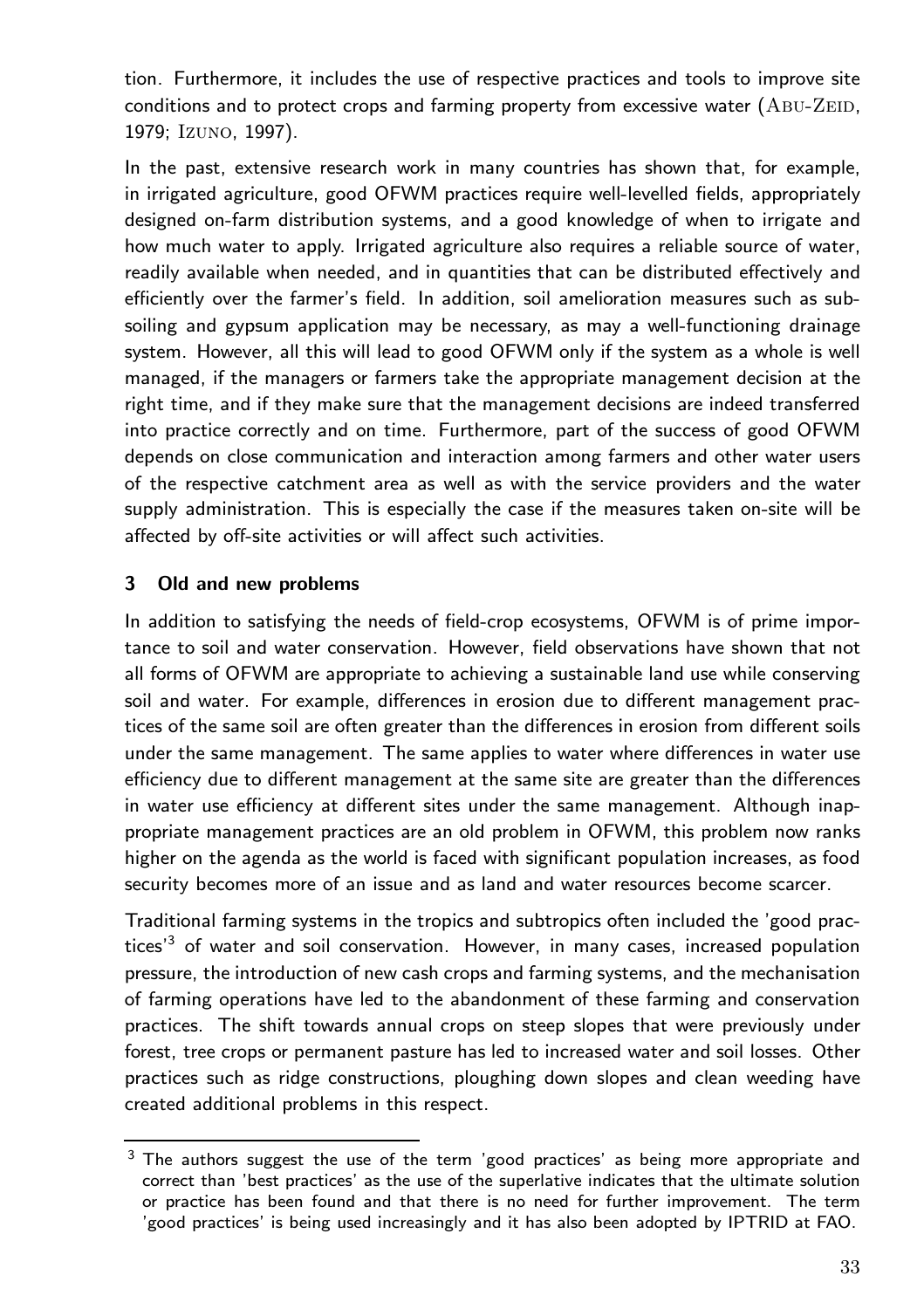tion. Furthermore, it includes the use of respective practices and tools to improve site conditions and to protect crops and farming property from excessive water (Abu-Zeid, 1979; Izuno, 1997).

In the past, extensive research work in many countries has shown that, for example, in irrigated agriculture, good OFWM practices require well-levelled fields, appropriately designed on-farm distribution systems, and a good knowledge of when to irrigate and how much water to apply. Irrigated agriculture also requires a reliable source of water, readily available when needed, and in quantities that can be distributed effectively and efficiently over the farmer's field. In addition, soil amelioration measures such as subsoiling and gypsum application may be necessary, as may a well-functioning drainage system. However, all this will lead to good OFWM only if the system as a whole is well managed, if the managers or farmers take the appropriate management decision at the right time, and if they make sure that the management decisions are indeed transferred into practice correctly and on time. Furthermore, part of the success of good OFWM depends on close communication and interaction among farmers and other water users of the respective catchment area as well as with the service providers and the water supply administration. This is especially the case if the measures taken on-site will be affected by off-site activities or will affect such activities.

## 3 Old and new problems

In addition to satisfying the needs of field-crop ecosystems, OFWM is of prime importance to soil and water conservation. However, field observations have shown that not all forms of OFWM are appropriate to achieving a sustainable land use while conserving soil and water. For example, differences in erosion due to different management practices of the same soil are often greater than the differences in erosion from different soils under the same management. The same applies to water where differences in water use efficiency due to different management at the same site are greater than the differences in water use efficiency at different sites under the same management. Although inappropriate management practices are an old problem in OFWM, this problem now ranks higher on the agenda as the world is faced with significant population increases, as food security becomes more of an issue and as land and water resources become scarcer.

Traditional farming systems in the tropics and subtropics often included the 'good practices'[3] of water and soil conservation. However, in many cases, increased population pressure, the introduction of new cash crops and farming systems, and the mechanisation of farming operations have led to the abandonment of these farming and conservation practices. The shift towards annual crops on steep slopes that were previously under forest, tree crops or permanent pasture has led to increased water and soil losses. Other practices such as ridge constructions, ploughing down slopes and clean weeding have created additional problems in this respect.

[3] The authors suggest the use of the term 'good practices' as being more appropriate and correct than 'best practices' as the use of the superlative indicates that the ultimate solution or practice has been found and that there is no need for further improvement. The term 'good practices' is being used increasingly and it has also been adopted by IPTRID at FAO.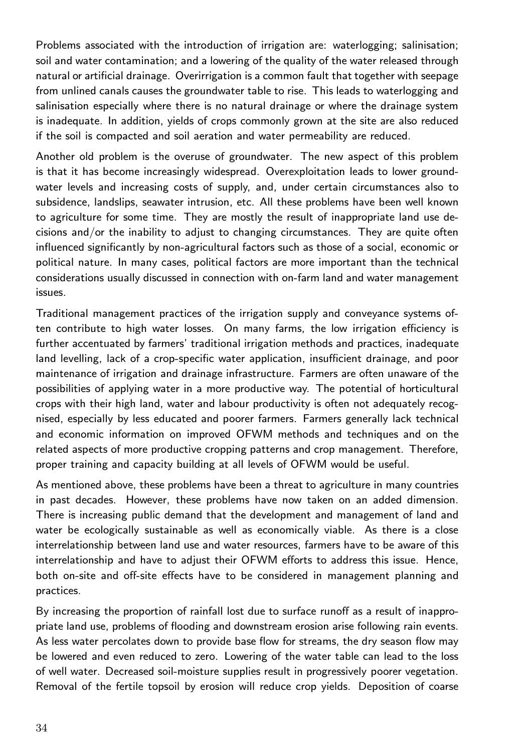Problems associated with the introduction of irrigation are: waterlogging; salinisation; soil and water contamination; and a lowering of the quality of the water released through natural or artificial drainage. Overirrigation is a common fault that together with seepage from unlined canals causes the groundwater table to rise. This leads to waterlogging and salinisation especially where there is no natural drainage or where the drainage system is inadequate. In addition, yields of crops commonly grown at the site are also reduced if the soil is compacted and soil aeration and water permeability are reduced.

Another old problem is the overuse of groundwater. The new aspect of this problem is that it has become increasingly widespread. Overexploitation leads to lower groundwater levels and increasing costs of supply, and, under certain circumstances also to subsidence, landslips, seawater intrusion, etc. All these problems have been well known to agriculture for some time. They are mostly the result of inappropriate land use decisions and/or the inability to adjust to changing circumstances. They are quite often influenced significantly by non-agricultural factors such as those of a social, economic or political nature. In many cases, political factors are more important than the technical considerations usually discussed in connection with on-farm land and water management issues.

Traditional management practices of the irrigation supply and conveyance systems often contribute to high water losses. On many farms, the low irrigation efficiency is further accentuated by farmers' traditional irrigation methods and practices, inadequate land levelling, lack of a crop-specific water application, insufficient drainage, and poor maintenance of irrigation and drainage infrastructure. Farmers are often unaware of the possibilities of applying water in a more productive way. The potential of horticultural crops with their high land, water and labour productivity is often not adequately recognised, especially by less educated and poorer farmers. Farmers generally lack technical and economic information on improved OFWM methods and techniques and on the related aspects of more productive cropping patterns and crop management. Therefore, proper training and capacity building at all levels of OFWM would be useful.

As mentioned above, these problems have been a threat to agriculture in many countries in past decades. However, these problems have now taken on an added dimension. There is increasing public demand that the development and management of land and water be ecologically sustainable as well as economically viable. As there is a close interrelationship between land use and water resources, farmers have to be aware of this interrelationship and have to adjust their OFWM efforts to address this issue. Hence, both on-site and off-site effects have to be considered in management planning and practices.

By increasing the proportion of rainfall lost due to surface runoff as a result of inappropriate land use, problems of flooding and downstream erosion arise following rain events. As less water percolates down to provide base flow for streams, the dry season flow may be lowered and even reduced to zero. Lowering of the water table can lead to the loss of well water. Decreased soil-moisture supplies result in progressively poorer vegetation. Removal of the fertile topsoil by erosion will reduce crop yields. Deposition of coarse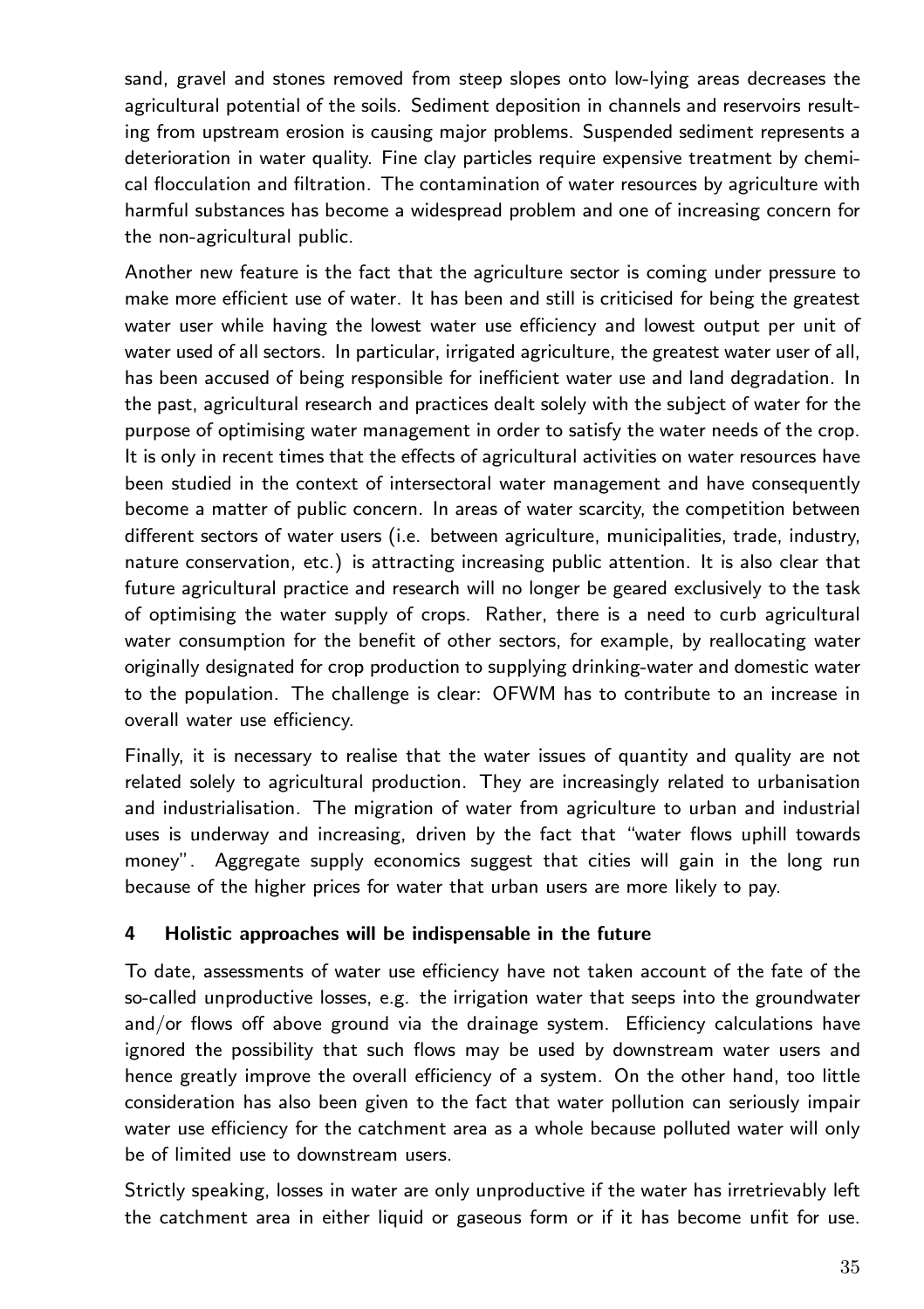sand, gravel and stones removed from steep slopes onto low-lying areas decreases the agricultural potential of the soils. Sediment deposition in channels and reservoirs resulting from upstream erosion is causing major problems. Suspended sediment represents a deterioration in water quality. Fine clay particles require expensive treatment by chemical flocculation and filtration. The contamination of water resources by agriculture with harmful substances has become a widespread problem and one of increasing concern for the non-agricultural public.

Another new feature is the fact that the agriculture sector is coming under pressure to make more efficient use of water. It has been and still is criticised for being the greatest water user while having the lowest water use efficiency and lowest output per unit of water used of all sectors. In particular, irrigated agriculture, the greatest water user of all, has been accused of being responsible for inefficient water use and land degradation. In the past, agricultural research and practices dealt solely with the subject of water for the purpose of optimising water management in order to satisfy the water needs of the crop. It is only in recent times that the effects of agricultural activities on water resources have been studied in the context of intersectoral water management and have consequently become a matter of public concern. In areas of water scarcity, the competition between different sectors of water users (i.e. between agriculture, municipalities, trade, industry, nature conservation, etc.) is attracting increasing public attention. It is also clear that future agricultural practice and research will no longer be geared exclusively to the task of optimising the water supply of crops. Rather, there is a need to curb agricultural water consumption for the benefit of other sectors, for example, by reallocating water originally designated for crop production to supplying drinking-water and domestic water to the population. The challenge is clear: OFWM has to contribute to an increase in overall water use efficiency.

Finally, it is necessary to realise that the water issues of quantity and quality are not related solely to agricultural production. They are increasingly related to urbanisation and industrialisation. The migration of water from agriculture to urban and industrial uses is underway and increasing, driven by the fact that "water flows uphill towards money". Aggregate supply economics suggest that cities will gain in the long run because of the higher prices for water that urban users are more likely to pay.

## 4 Holistic approaches will be indispensable in the future

To date, assessments of water use efficiency have not taken account of the fate of the so-called unproductive losses, e.g. the irrigation water that seeps into the groundwater and/or flows off above ground via the drainage system. Efficiency calculations have ignored the possibility that such flows may be used by downstream water users and hence greatly improve the overall efficiency of a system. On the other hand, too little consideration has also been given to the fact that water pollution can seriously impair water use efficiency for the catchment area as a whole because polluted water will only be of limited use to downstream users.

Strictly speaking, losses in water are only unproductive if the water has irretrievably left the catchment area in either liquid or gaseous form or if it has become unfit for use.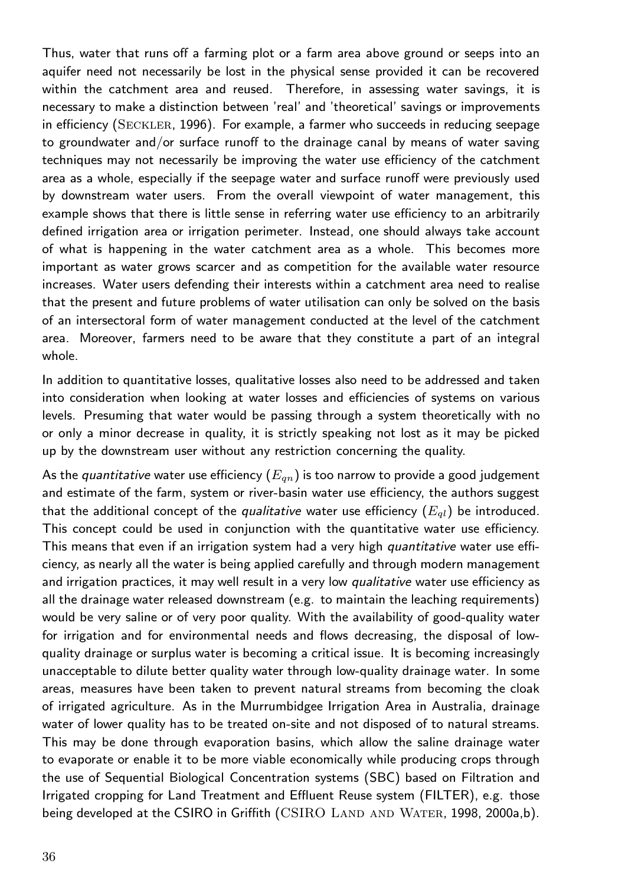Thus, water that runs off a farming plot or a farm area above ground or seeps into an aquifer need not necessarily be lost in the physical sense provided it can be recovered within the catchment area and reused. Therefore, in assessing water savings, it is necessary to make a distinction between 'real' and 'theoretical' savings or improvements in efficiency (Seckler, 1996). For example, a farmer who succeeds in reducing seepage to groundwater and/or surface runoff to the drainage canal by means of water saving techniques may not necessarily be improving the water use efficiency of the catchment area as a whole, especially if the seepage water and surface runoff were previously used by downstream water users. From the overall viewpoint of water management, this example shows that there is little sense in referring water use efficiency to an arbitrarily defined irrigation area or irrigation perimeter. Instead, one should always take account of what is happening in the water catchment area as a whole. This becomes more important as water grows scarcer and as competition for the available water resource increases. Water users defending their interests within a catchment area need to realise that the present and future problems of water utilisation can only be solved on the basis of an intersectoral form of water management conducted at the level of the catchment area. Moreover, farmers need to be aware that they constitute a part of an integral whole.

In addition to quantitative losses, qualitative losses also need to be addressed and taken into consideration when looking at water losses and efficiencies of systems on various levels. Presuming that water would be passing through a system theoretically with no or only a minor decrease in quality, it is strictly speaking not lost as it may be picked up by the downstream user without any restriction concerning the quality.

As the *quantitative* water use efficiency ($E_{qn}$) is too narrow to provide a good judgement and estimate of the farm, system or river-basin water use efficiency, the authors suggest that the additional concept of the *qualitative* water use efficiency ($E_{ql}$) be introduced. This concept could be used in conjunction with the quantitative water use efficiency. This means that even if an irrigation system had a very high *quantitative* water use efficiency, as nearly all the water is being applied carefully and through modern management and irrigation practices, it may well result in a very low *qualitative* water use efficiency as all the drainage water released downstream (e.g. to maintain the leaching requirements) would be very saline or of very poor quality. With the availability of good-quality water for irrigation and for environmental needs and flows decreasing, the disposal of low-quality drainage or surplus water is becoming a critical issue. It is becoming increasingly unacceptable to dilute better quality water through low-quality drainage water. In some areas, measures have been taken to prevent natural streams from becoming the cloak of irrigated agriculture. As in the Murrumbidgee Irrigation Area in Australia, drainage water of lower quality has to be treated on-site and not disposed of to natural streams. This may be done through evaporation basins, which allow the saline drainage water to evaporate or enable it to be more viable economically while producing crops through the use of Sequential Biological Concentration systems (SBC) based on Filtration and Irrigated cropping for Land Treatment and Effluent Reuse system (FILTER), e.g. those being developed at the CSIRO in Griffith (CSIRO Land and Water, 1998, 2000a,b).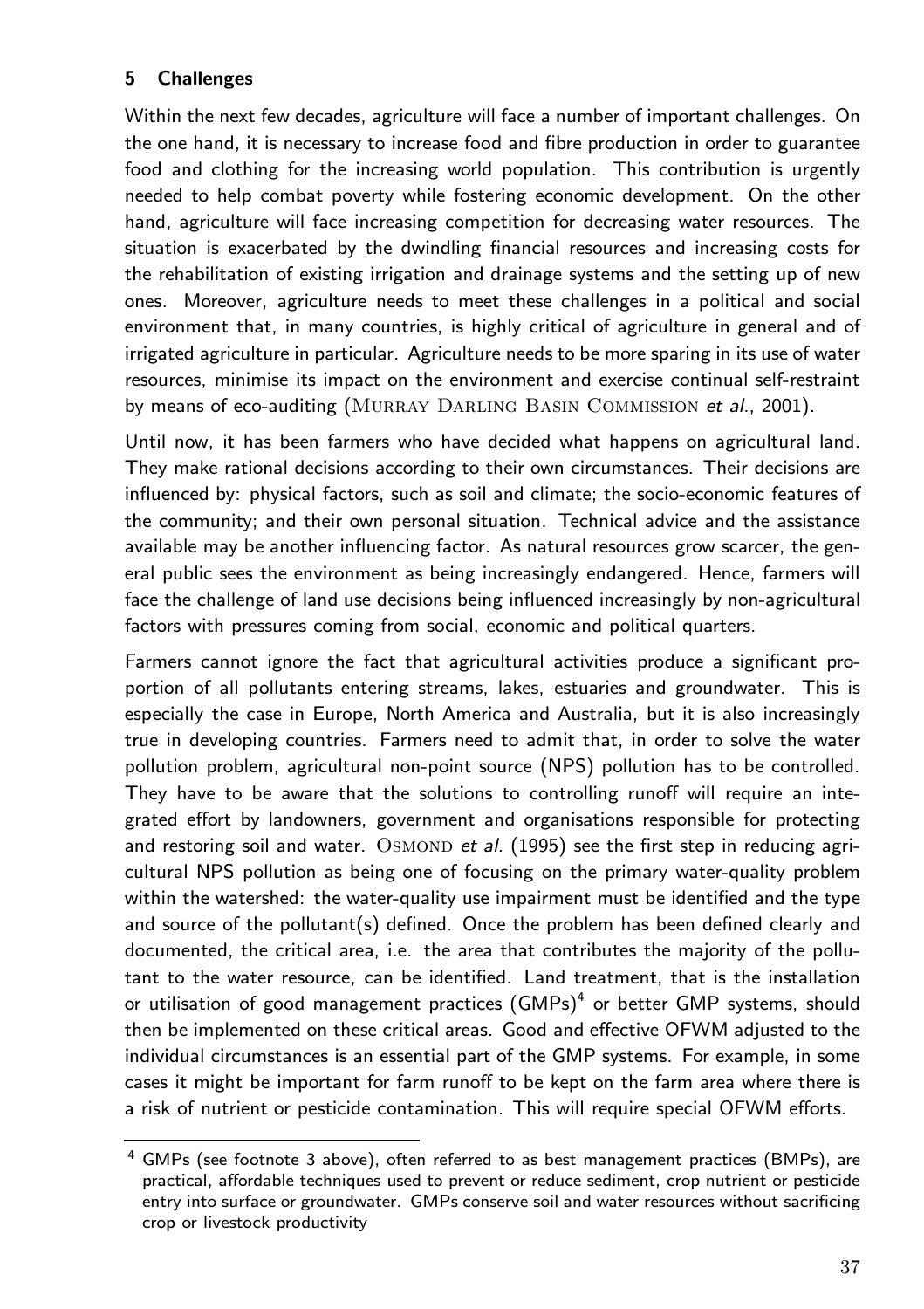## 5 Challenges

Within the next few decades, agriculture will face a number of important challenges. On the one hand, it is necessary to increase food and fibre production in order to guarantee food and clothing for the increasing world population. This contribution is urgently needed to help combat poverty while fostering economic development. On the other hand, agriculture will face increasing competition for decreasing water resources. The situation is exacerbated by the dwindling financial resources and increasing costs for the rehabilitation of existing irrigation and drainage systems and the setting up of new ones. Moreover, agriculture needs to meet these challenges in a political and social environment that, in many countries, is highly critical of agriculture in general and of irrigated agriculture in particular. Agriculture needs to be more sparing in its use of water resources, minimise its impact on the environment and exercise continual self-restraint by means of eco-auditing (MURRAY DARLING BASIN COMMISSION *et al.*, 2001).

Until now, it has been farmers who have decided what happens on agricultural land. They make rational decisions according to their own circumstances. Their decisions are influenced by: physical factors, such as soil and climate; the socio-economic features of the community; and their own personal situation. Technical advice and the assistance available may be another influencing factor. As natural resources grow scarcer, the general public sees the environment as being increasingly endangered. Hence, farmers will face the challenge of land use decisions being influenced increasingly by non-agricultural factors with pressures coming from social, economic and political quarters.

Farmers cannot ignore the fact that agricultural activities produce a significant proportion of all pollutants entering streams, lakes, estuaries and groundwater. This is especially the case in Europe, North America and Australia, but it is also increasingly true in developing countries. Farmers need to admit that, in order to solve the water pollution problem, agricultural non-point source (NPS) pollution has to be controlled. They have to be aware that the solutions to controlling runoff will require an integrated effort by landowners, government and organisations responsible for protecting and restoring soil and water. OSMOND *et al.* (1995) see the first step in reducing agricultural NPS pollution as being one of focusing on the primary water-quality problem within the watershed: the water-quality use impairment must be identified and the type and source of the pollutant(s) defined. Once the problem has been defined clearly and documented, the critical area, i.e. the area that contributes the majority of the pollutant to the water resource, can be identified. Land treatment, that is the installation or utilisation of good management practices (GMPs)[4] or better GMP systems, should then be implemented on these critical areas. Good and effective OFWM adjusted to the individual circumstances is an essential part of the GMP systems. For example, in some cases it might be important for farm runoff to be kept on the farm area where there is a risk of nutrient or pesticide contamination. This will require special OFWM efforts.

[4] GMPs (see footnote 3 above), often referred to as best management practices (BMPs), are practical, affordable techniques used to prevent or reduce sediment, crop nutrient or pesticide entry into surface or groundwater. GMPs conserve soil and water resources without sacrificing crop or livestock productivity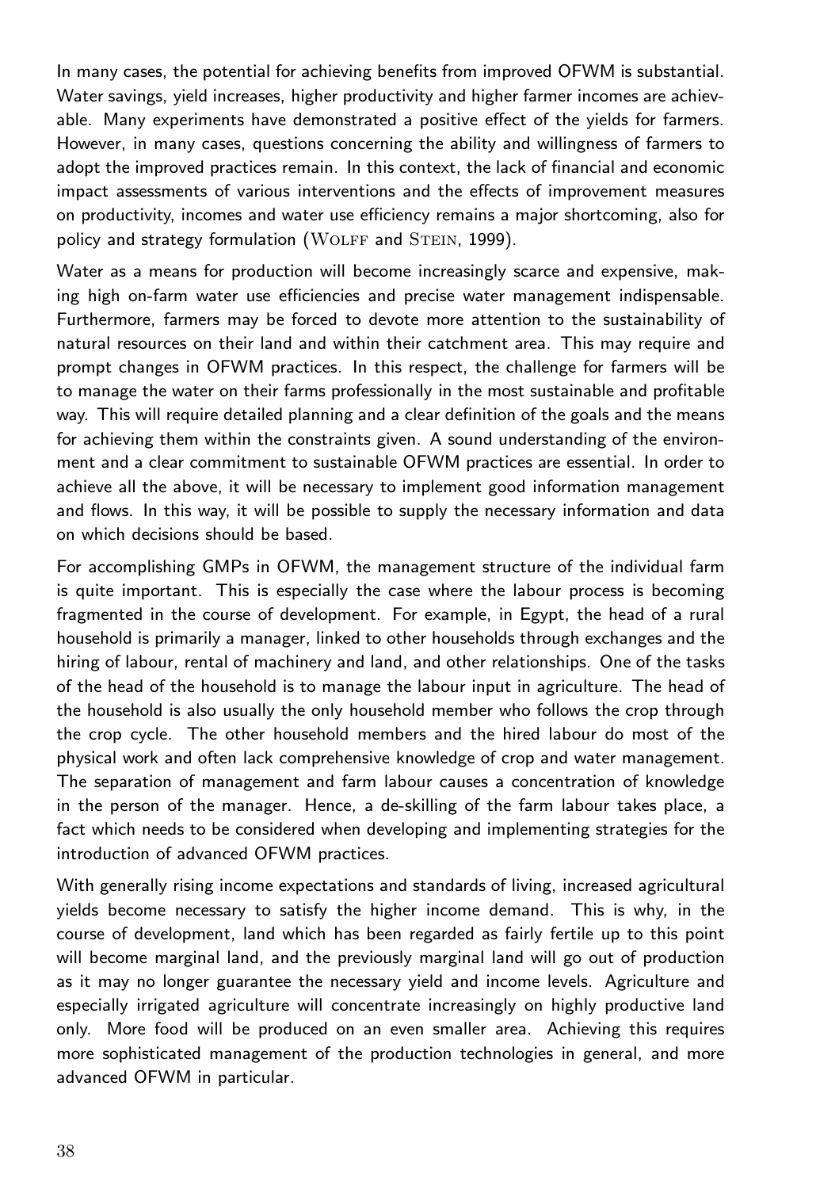In many cases, the potential for achieving benefits from improved OFWM is substantial. Water savings, yield increases, higher productivity and higher farmer incomes are achievable. Many experiments have demonstrated a positive effect of the yields for farmers. However, in many cases, questions concerning the ability and willingness of farmers to adopt the improved practices remain. In this context, the lack of financial and economic impact assessments of various interventions and the effects of improvement measures on productivity, incomes and water use efficiency remains a major shortcoming, also for policy and strategy formulation (Wolff and Stein, 1999).

Water as a means for production will become increasingly scarce and expensive, making high on-farm water use efficiencies and precise water management indispensable. Furthermore, farmers may be forced to devote more attention to the sustainability of natural resources on their land and within their catchment area. This may require and prompt changes in OFWM practices. In this respect, the challenge for farmers will be to manage the water on their farms professionally in the most sustainable and profitable way. This will require detailed planning and a clear definition of the goals and the means for achieving them within the constraints given. A sound understanding of the environment and a clear commitment to sustainable OFWM practices are essential. In order to achieve all the above, it will be necessary to implement good information management and flows. In this way, it will be possible to supply the necessary information and data on which decisions should be based.

For accomplishing GMPs in OFWM, the management structure of the individual farm is quite important. This is especially the case where the labour process is becoming fragmented in the course of development. For example, in Egypt, the head of a rural household is primarily a manager, linked to other households through exchanges and the hiring of labour, rental of machinery and land, and other relationships. One of the tasks of the head of the household is to manage the labour input in agriculture. The head of the household is also usually the only household member who follows the crop through the crop cycle. The other household members and the hired labour do most of the physical work and often lack comprehensive knowledge of crop and water management. The separation of management and farm labour causes a concentration of knowledge in the person of the manager. Hence, a de-skilling of the farm labour takes place, a fact which needs to be considered when developing and implementing strategies for the introduction of advanced OFWM practices.

With generally rising income expectations and standards of living, increased agricultural yields become necessary to satisfy the higher income demand. This is why, in the course of development, land which has been regarded as fairly fertile up to this point will become marginal land, and the previously marginal land will go out of production as it may no longer guarantee the necessary yield and income levels. Agriculture and especially irrigated agriculture will concentrate increasingly on highly productive land only. More food will be produced on an even smaller area. Achieving this requires more sophisticated management of the production technologies in general, and more advanced OFWM in particular.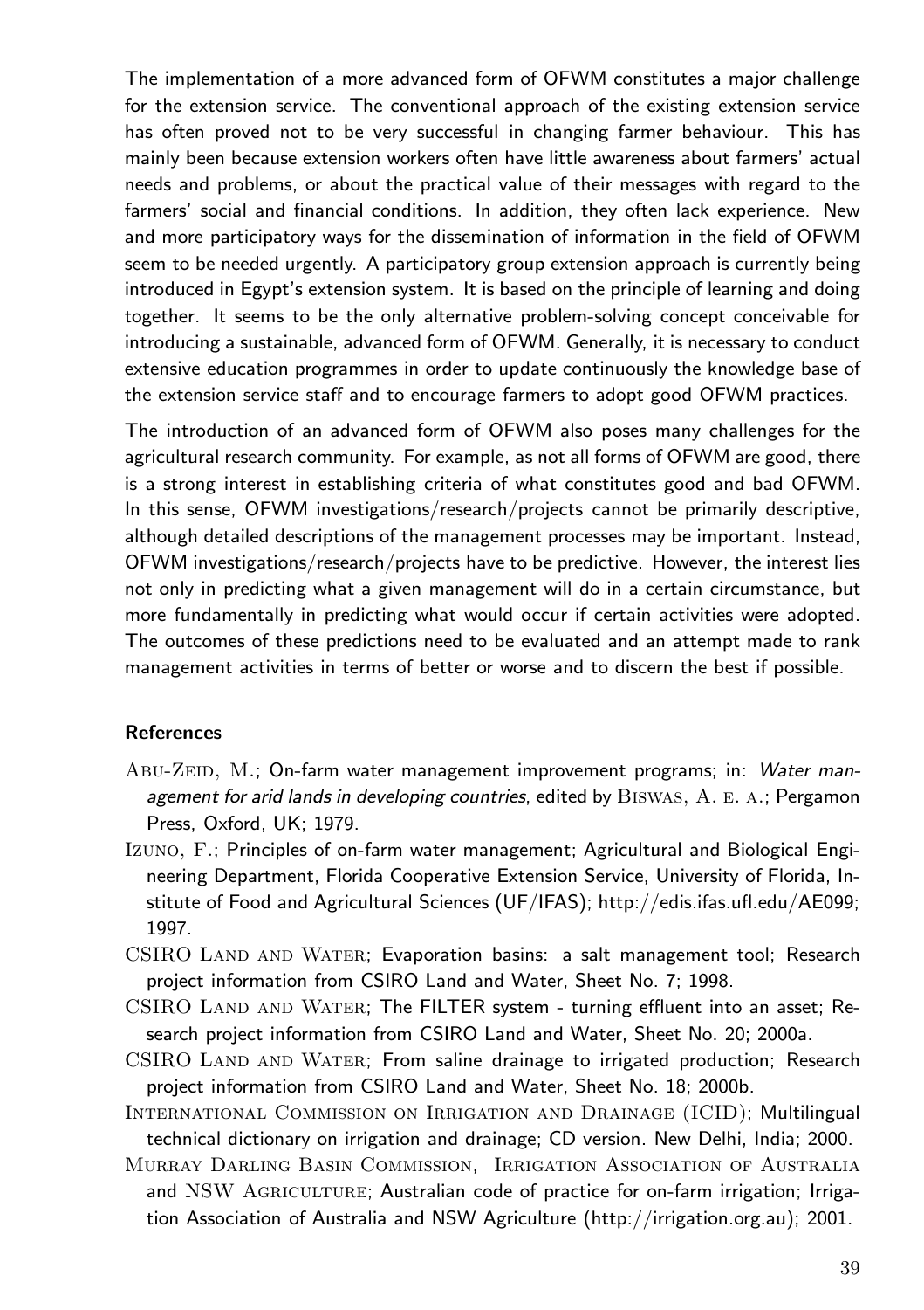The implementation of a more advanced form of OFWM constitutes a major challenge for the extension service. The conventional approach of the existing extension service has often proved not to be very successful in changing farmer behaviour. This has mainly been because extension workers often have little awareness about farmers' actual needs and problems, or about the practical value of their messages with regard to the farmers' social and financial conditions. In addition, they often lack experience. New and more participatory ways for the dissemination of information in the field of OFWM seem to be needed urgently. A participatory group extension approach is currently being introduced in Egypt's extension system. It is based on the principle of learning and doing together. It seems to be the only alternative problem-solving concept conceivable for introducing a sustainable, advanced form of OFWM. Generally, it is necessary to conduct extensive education programmes in order to update continuously the knowledge base of the extension service staff and to encourage farmers to adopt good OFWM practices.

The introduction of an advanced form of OFWM also poses many challenges for the agricultural research community. For example, as not all forms of OFWM are good, there is a strong interest in establishing criteria of what constitutes good and bad OFWM. In this sense, OFWM investigations/research/projects cannot be primarily descriptive, although detailed descriptions of the management processes may be important. Instead, OFWM investigations/research/projects have to be predictive. However, the interest lies not only in predicting what a given management will do in a certain circumstance, but more fundamentally in predicting what would occur if certain activities were adopted. The outcomes of these predictions need to be evaluated and an attempt made to rank management activities in terms of better or worse and to discern the best if possible.

### References

Abu-Zeid, M.; On-farm water management improvement programs; in: *Water management for arid lands in developing countries*, edited by Biswas, A. e. a.; Pergamon Press, Oxford, UK; 1979.

Izuno, F.; Principles of on-farm water management; Agricultural and Biological Engineering Department, Florida Cooperative Extension Service, University of Florida, Institute of Food and Agricultural Sciences (UF/IFAS); http://edis.ifas.ufl.edu/AE099; 1997.

CSIRO Land and Water; Evaporation basins: a salt management tool; Research project information from CSIRO Land and Water, Sheet No. 7; 1998.

CSIRO Land and Water; The FILTER system - turning effluent into an asset; Research project information from CSIRO Land and Water, Sheet No. 20; 2000a.

CSIRO Land and Water; From saline drainage to irrigated production; Research project information from CSIRO Land and Water, Sheet No. 18; 2000b.

International Commission on Irrigation and Drainage (ICID); Multilingual technical dictionary on irrigation and drainage; CD version. New Delhi, India; 2000.

Murray Darling Basin Commission, Irrigation Association of Australia and NSW Agriculture; Australian code of practice for on-farm irrigation; Irrigation Association of Australia and NSW Agriculture (http://irrigation.org.au); 2001.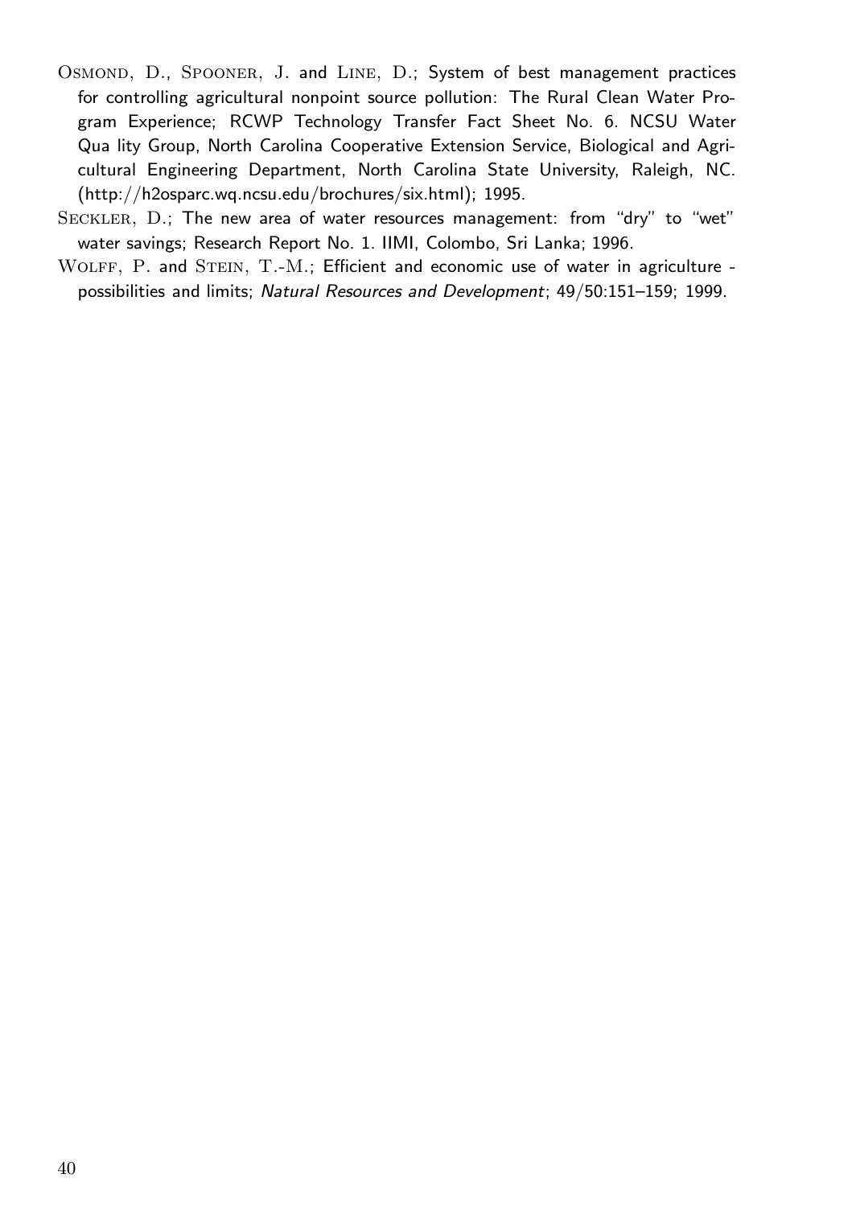Osmond, D., Spooner, J. and Line, D.; System of best management practices for controlling agricultural nonpoint source pollution: The Rural Clean Water Program Experience; RCWP Technology Transfer Fact Sheet No. 6. NCSU Water Qua lity Group, North Carolina Cooperative Extension Service, Biological and Agricultural Engineering Department, North Carolina State University, Raleigh, NC. (http://h2osparc.wq.ncsu.edu/brochures/six.html); 1995.

Seckler, D.; The new area of water resources management: from "dry" to "wet" water savings; Research Report No. 1. IIMI, Colombo, Sri Lanka; 1996.

Wolff, P. and Stein, T.-M.; Efficient and economic use of water in agriculture - possibilities and limits; *Natural Resources and Development*; 49/50:151–159; 1999.